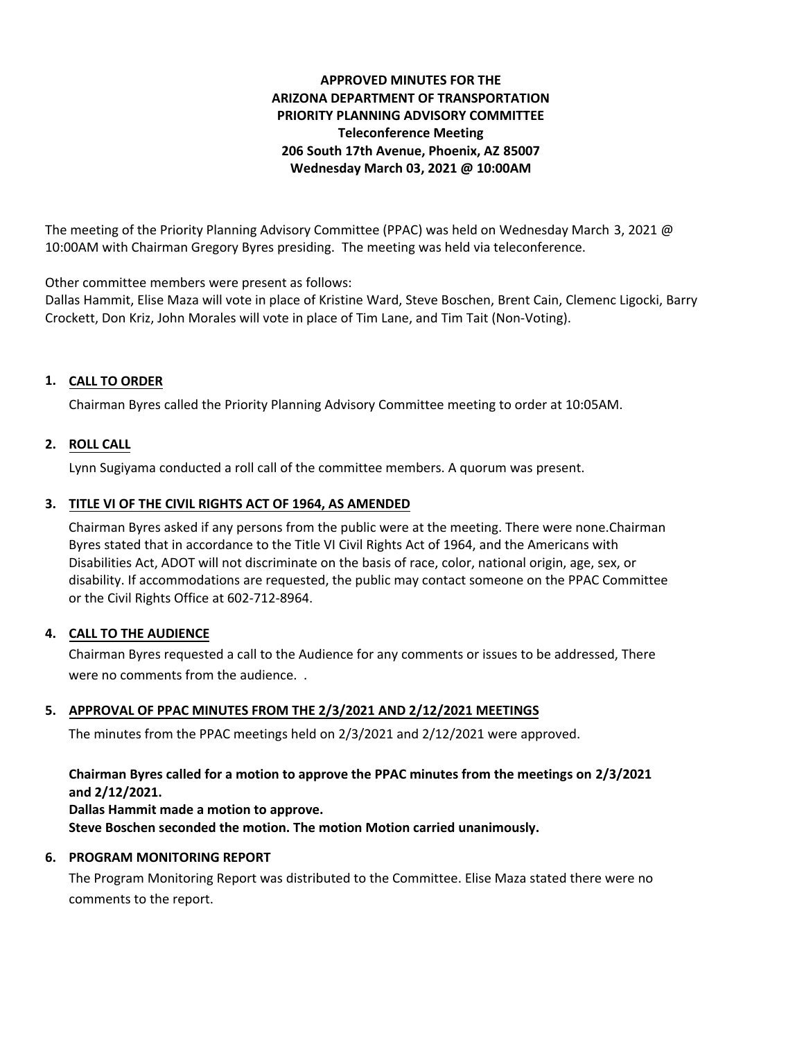**APPROVED MINUTES FOR THE**
**ARIZONA DEPARTMENT OF TRANSPORTATION**
**PRIORITY PLANNING ADVISORY COMMITTEE**
**Teleconference Meeting**
**206 South 17th Avenue, Phoenix, AZ 85007**
**Wednesday March 03, 2021 @ 10:00AM**

The meeting of the Priority Planning Advisory Committee (PPAC) was held on Wednesday March 3, 2021 @ 10:00AM with Chairman Gregory Byres presiding. The meeting was held via teleconference.

Other committee members were present as follows:
Dallas Hammit, Elise Maza will vote in place of Kristine Ward, Steve Boschen, Brent Cain, Clemenc Ligocki, Barry Crockett, Don Kriz, John Morales will vote in place of Tim Lane, and Tim Tait (Non-Voting).

## 1. CALL TO ORDER

Chairman Byres called the Priority Planning Advisory Committee meeting to order at 10:05AM.

## 2. ROLL CALL

Lynn Sugiyama conducted a roll call of the committee members. A quorum was present.

## 3. TITLE VI OF THE CIVIL RIGHTS ACT OF 1964, AS AMENDED

Chairman Byres asked if any persons from the public were at the meeting. There were none.Chairman Byres stated that in accordance to the Title VI Civil Rights Act of 1964, and the Americans with Disabilities Act, ADOT will not discriminate on the basis of race, color, national origin, age, sex, or disability. If accommodations are requested, the public may contact someone on the PPAC Committee or the Civil Rights Office at 602-712-8964.

## 4. CALL TO THE AUDIENCE

Chairman Byres requested a call to the Audience for any comments or issues to be addressed, There were no comments from the audience. .

## 5. APPROVAL OF PPAC MINUTES FROM THE 2/3/2021 AND 2/12/2021 MEETINGS

The minutes from the PPAC meetings held on 2/3/2021 and 2/12/2021 were approved.

**Chairman Byres called for a motion to approve the PPAC minutes from the meetings on 2/3/2021 and 2/12/2021.**
**Dallas Hammit made a motion to approve.**
**Steve Boschen seconded the motion. The motion Motion carried unanimously.**

## 6. PROGRAM MONITORING REPORT

The Program Monitoring Report was distributed to the Committee. Elise Maza stated there were no comments to the report.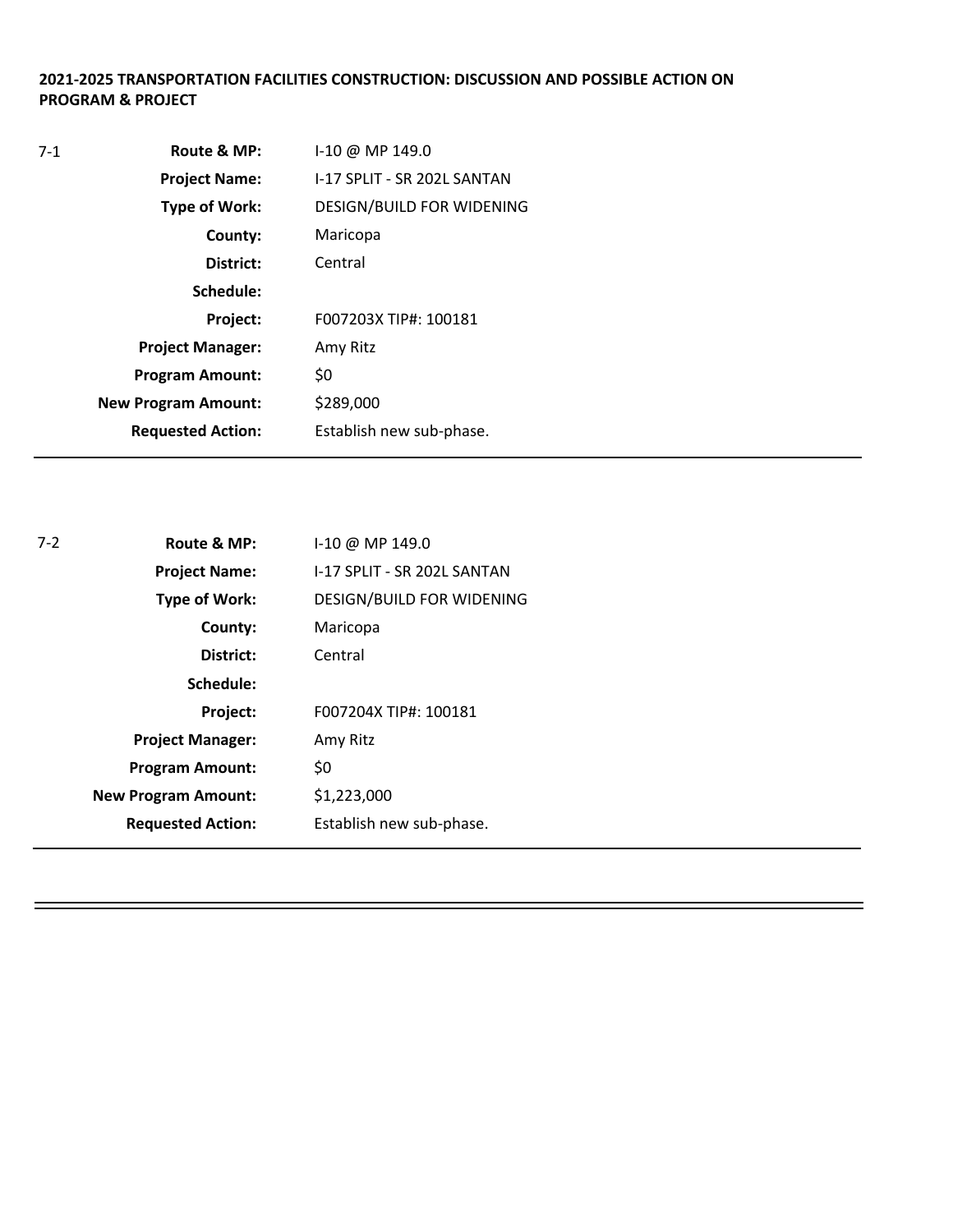**2021-2025 TRANSPORTATION FACILITIES CONSTRUCTION: DISCUSSION AND POSSIBLE ACTION ON PROGRAM & PROJECT**

7-1

| | |
|---|---|
| **Route & MP:** | I-10 @ MP 149.0 |
| **Project Name:** | I-17 SPLIT - SR 202L SANTAN |
| **Type of Work:** | DESIGN/BUILD FOR WIDENING |
| **County:** | Maricopa |
| **District:** | Central |
| **Schedule:** | |
| **Project:** | F007203X TIP#: 100181 |
| **Project Manager:** | Amy Ritz |
| **Program Amount:** | $0 |
| **New Program Amount:** | $289,000 |
| **Requested Action:** | Establish new sub-phase. |

---

7-2

| | |
|---|---|
| **Route & MP:** | I-10 @ MP 149.0 |
| **Project Name:** | I-17 SPLIT - SR 202L SANTAN |
| **Type of Work:** | DESIGN/BUILD FOR WIDENING |
| **County:** | Maricopa |
| **District:** | Central |
| **Schedule:** | |
| **Project:** | F007204X TIP#: 100181 |
| **Project Manager:** | Amy Ritz |
| **Program Amount:** | $0 |
| **New Program Amount:** | $1,223,000 |
| **Requested Action:** | Establish new sub-phase. |

---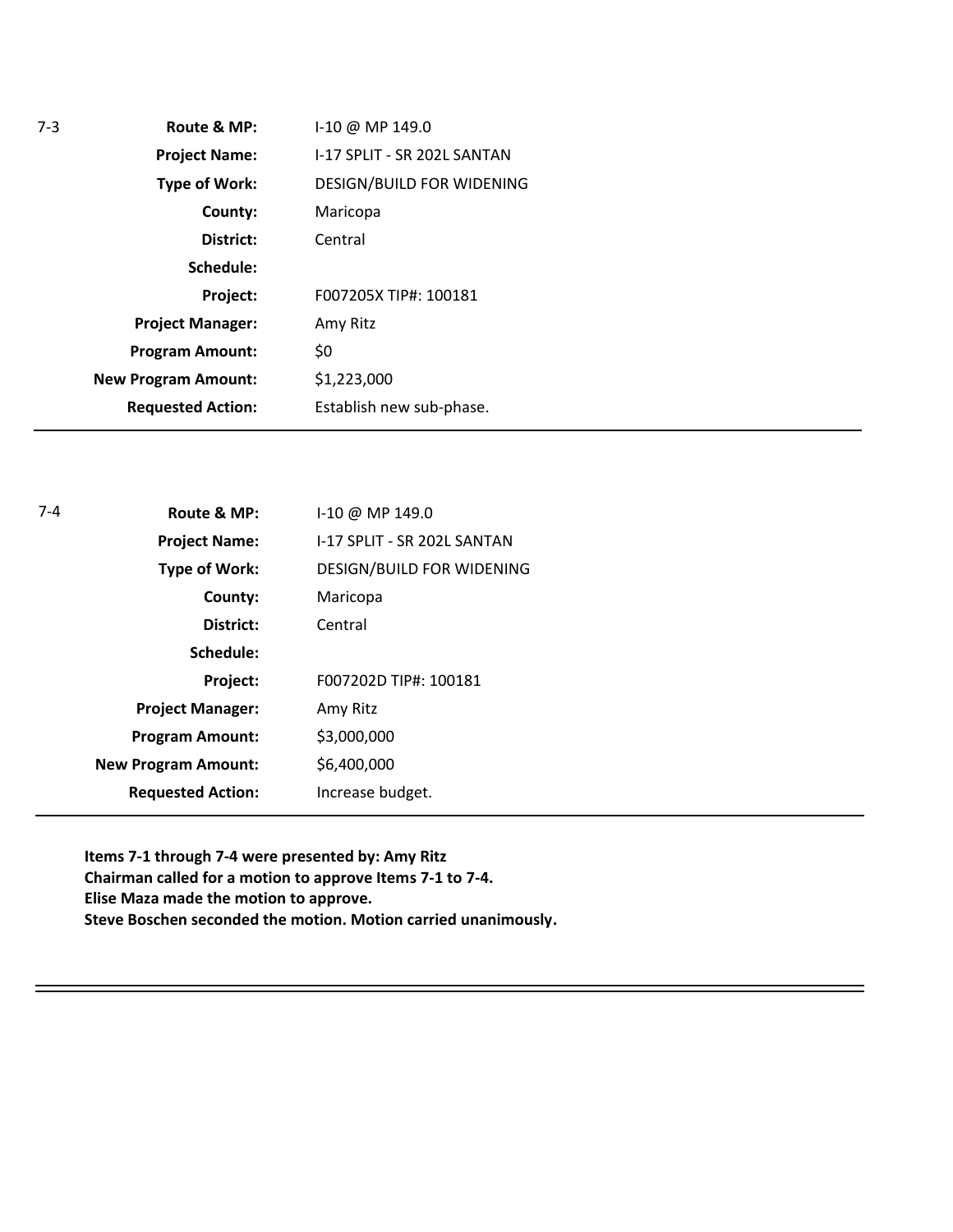7-3

| | |
|---|---|
| **Route & MP:** | I-10 @ MP 149.0 |
| **Project Name:** | I-17 SPLIT - SR 202L SANTAN |
| **Type of Work:** | DESIGN/BUILD FOR WIDENING |
| **County:** | Maricopa |
| **District:** | Central |
| **Schedule:** | |
| **Project:** | F007205X TIP#: 100181 |
| **Project Manager:** | Amy Ritz |
| **Program Amount:** | $0 |
| **New Program Amount:** | $1,223,000 |
| **Requested Action:** | Establish new sub-phase. |

---

7-4

| | |
|---|---|
| **Route & MP:** | I-10 @ MP 149.0 |
| **Project Name:** | I-17 SPLIT - SR 202L SANTAN |
| **Type of Work:** | DESIGN/BUILD FOR WIDENING |
| **County:** | Maricopa |
| **District:** | Central |
| **Schedule:** | |
| **Project:** | F007202D TIP#: 100181 |
| **Project Manager:** | Amy Ritz |
| **Program Amount:** | $3,000,000 |
| **New Program Amount:** | $6,400,000 |
| **Requested Action:** | Increase budget. |

---

**Items 7-1 through 7-4 were presented by: Amy Ritz**
**Chairman called for a motion to approve Items 7-1 to 7-4.**
**Elise Maza made the motion to approve.**
**Steve Boschen seconded the motion. Motion carried unanimously.**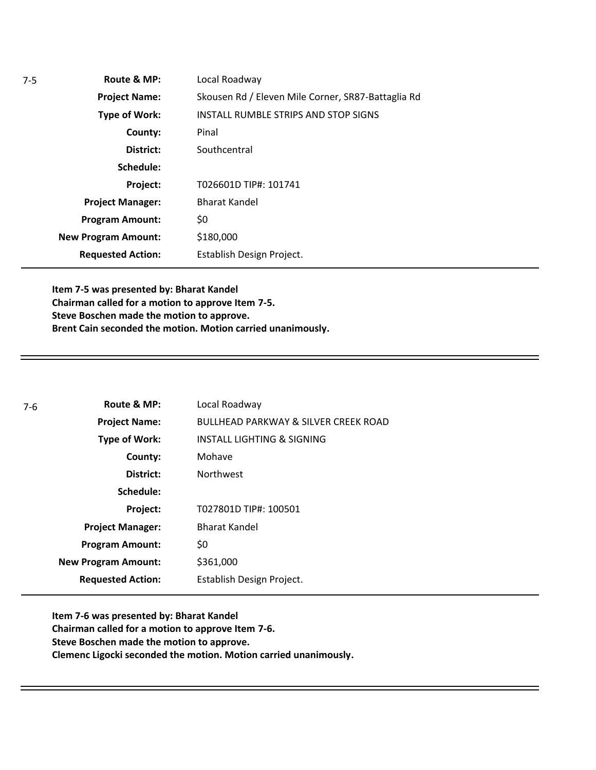7-5

| | |
|---|---|
| **Route & MP:** | Local Roadway |
| **Project Name:** | Skousen Rd / Eleven Mile Corner, SR87-Battaglia Rd |
| **Type of Work:** | INSTALL RUMBLE STRIPS AND STOP SIGNS |
| **County:** | Pinal |
| **District:** | Southcentral |
| **Schedule:** | |
| **Project:** | T026601D TIP#: 101741 |
| **Project Manager:** | Bharat Kandel |
| **Program Amount:** | $0 |
| **New Program Amount:** | $180,000 |
| **Requested Action:** | Establish Design Project. |

**Item 7-5 was presented by: Bharat Kandel**
**Chairman called for a motion to approve Item 7-5.**
**Steve Boschen made the motion to approve.**
**Brent Cain seconded the motion. Motion carried unanimously.**

---

7-6

| | |
|---|---|
| **Route & MP:** | Local Roadway |
| **Project Name:** | BULLHEAD PARKWAY & SILVER CREEK ROAD |
| **Type of Work:** | INSTALL LIGHTING & SIGNING |
| **County:** | Mohave |
| **District:** | Northwest |
| **Schedule:** | |
| **Project:** | T027801D TIP#: 100501 |
| **Project Manager:** | Bharat Kandel |
| **Program Amount:** | $0 |
| **New Program Amount:** | $361,000 |
| **Requested Action:** | Establish Design Project. |

**Item 7-6 was presented by: Bharat Kandel**
**Chairman called for a motion to approve Item 7-6.**
**Steve Boschen made the motion to approve.**
**Clemenc Ligocki seconded the motion. Motion carried unanimously.**

---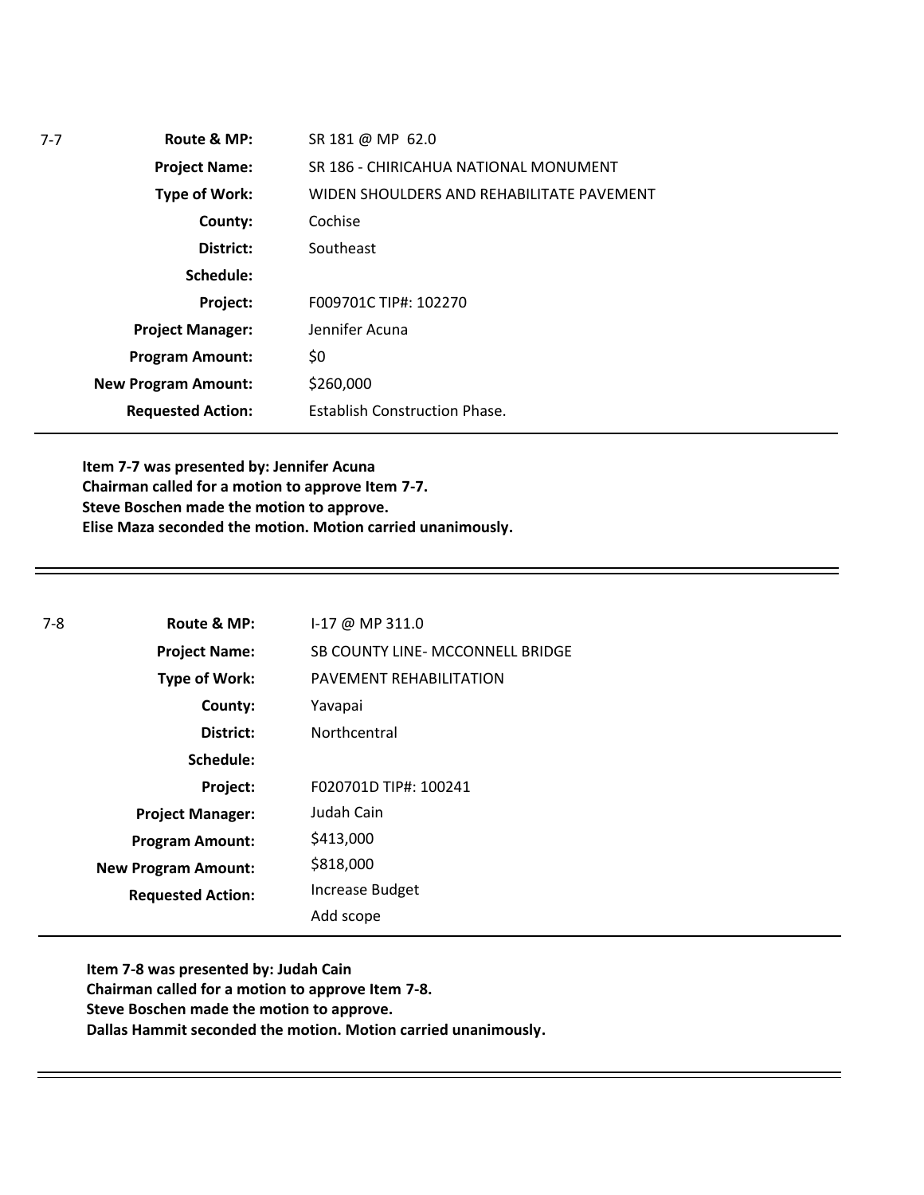7-7

| | |
|---|---|
| **Route & MP:** | SR 181 @ MP 62.0 |
| **Project Name:** | SR 186 - CHIRICAHUA NATIONAL MONUMENT |
| **Type of Work:** | WIDEN SHOULDERS AND REHABILITATE PAVEMENT |
| **County:** | Cochise |
| **District:** | Southeast |
| **Schedule:** | |
| **Project:** | F009701C TIP#: 102270 |
| **Project Manager:** | Jennifer Acuna |
| **Program Amount:** | $0 |
| **New Program Amount:** | $260,000 |
| **Requested Action:** | Establish Construction Phase. |

**Item 7-7 was presented by: Jennifer Acuna**
**Chairman called for a motion to approve Item 7-7.**
**Steve Boschen made the motion to approve.**
**Elise Maza seconded the motion. Motion carried unanimously.**

---

7-8

| | |
|---|---|
| **Route & MP:** | I-17 @ MP 311.0 |
| **Project Name:** | SB COUNTY LINE- MCCONNELL BRIDGE |
| **Type of Work:** | PAVEMENT REHABILITATION |
| **County:** | Yavapai |
| **District:** | Northcentral |
| **Schedule:** | |
| **Project:** | F020701D TIP#: 100241 |
| **Project Manager:** | Judah Cain |
| **Program Amount:** | $413,000 |
| **New Program Amount:** | $818,000 |
| **Requested Action:** | Increase Budget<br>Add scope |

**Item 7-8 was presented by: Judah Cain**
**Chairman called for a motion to approve Item 7-8.**
**Steve Boschen made the motion to approve.**
**Dallas Hammit seconded the motion. Motion carried unanimously.**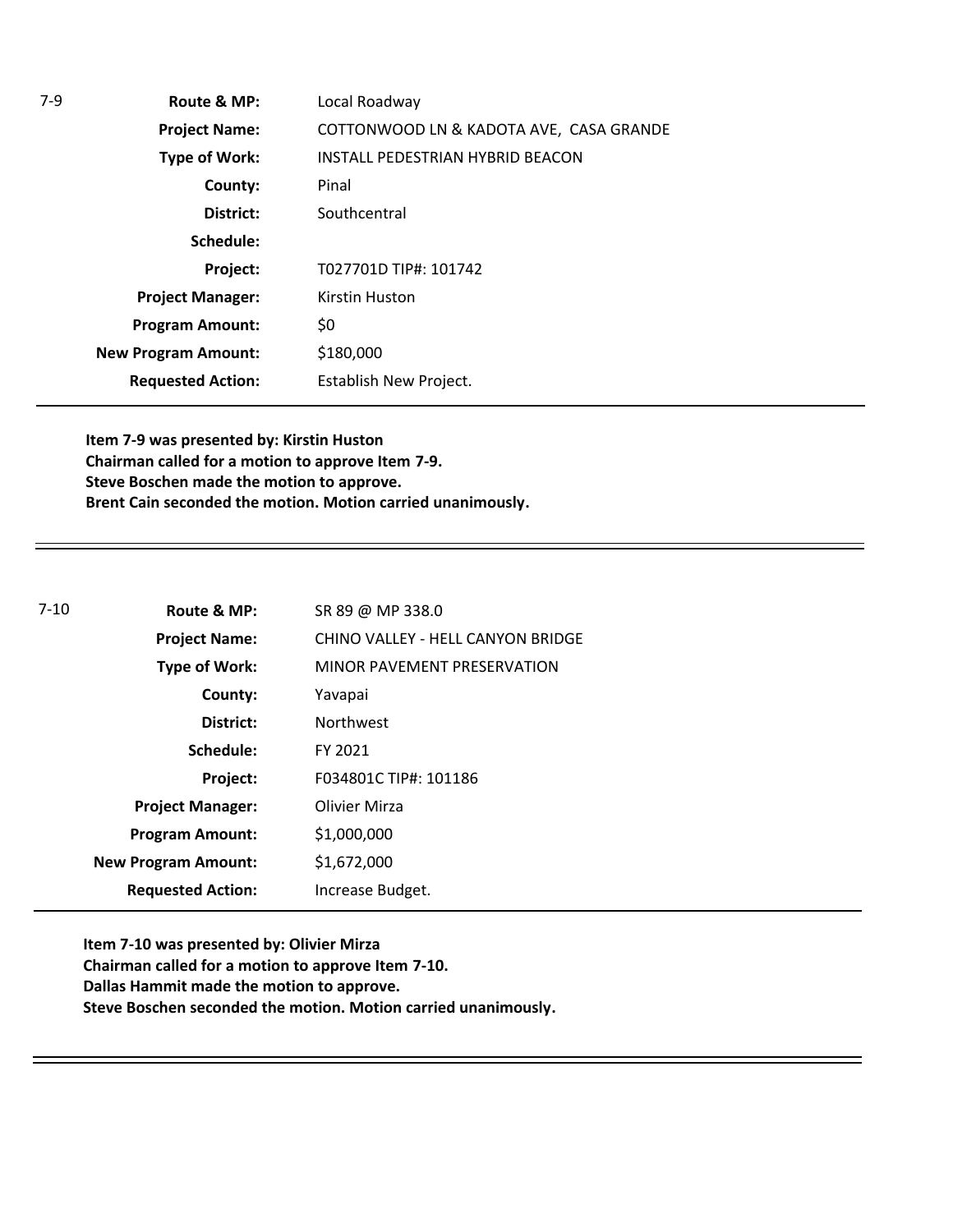7-9

| Route & MP: | Local Roadway |
|---|---|
| Project Name: | COTTONWOOD LN & KADOTA AVE, CASA GRANDE |
| Type of Work: | INSTALL PEDESTRIAN HYBRID BEACON |
| County: | Pinal |
| District: | Southcentral |
| Schedule: | |
| Project: | T027701D TIP#: 101742 |
| Project Manager: | Kirstin Huston |
| Program Amount: | $0 |
| New Program Amount: | $180,000 |
| Requested Action: | Establish New Project. |

**Item 7-9 was presented by: Kirstin Huston**
**Chairman called for a motion to approve Item 7-9.**
**Steve Boschen made the motion to approve.**
**Brent Cain seconded the motion. Motion carried unanimously.**

---

7-10

| Route & MP: | SR 89 @ MP 338.0 |
|---|---|
| Project Name: | CHINO VALLEY - HELL CANYON BRIDGE |
| Type of Work: | MINOR PAVEMENT PRESERVATION |
| County: | Yavapai |
| District: | Northwest |
| Schedule: | FY 2021 |
| Project: | F034801C TIP#: 101186 |
| Project Manager: | Olivier Mirza |
| Program Amount: | $1,000,000 |
| New Program Amount: | $1,672,000 |
| Requested Action: | Increase Budget. |

**Item 7-10 was presented by: Olivier Mirza**
**Chairman called for a motion to approve Item 7-10.**
**Dallas Hammit made the motion to approve.**
**Steve Boschen seconded the motion. Motion carried unanimously.**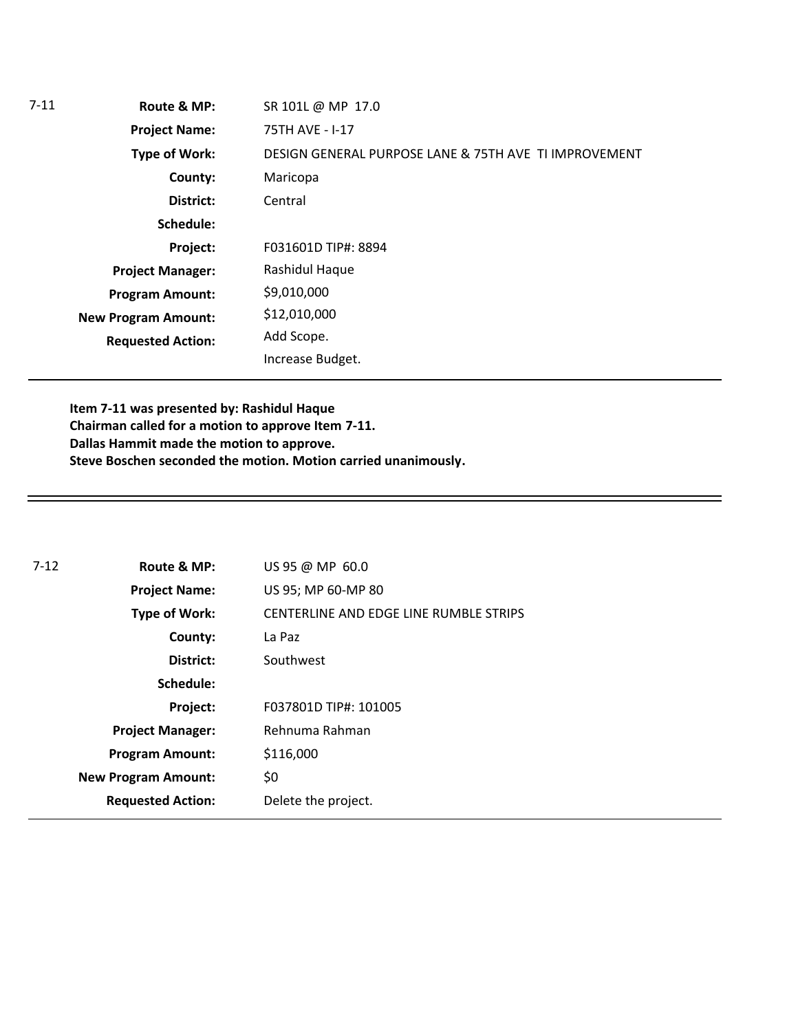7-11

| | |
|---|---|
| **Route & MP:** | SR 101L @ MP 17.0 |
| **Project Name:** | 75TH AVE - I-17 |
| **Type of Work:** | DESIGN GENERAL PURPOSE LANE & 75TH AVE TI IMPROVEMENT |
| **County:** | Maricopa |
| **District:** | Central |
| **Schedule:** | |
| **Project:** | F031601D TIP#: 8894 |
| **Project Manager:** | Rashidul Haque |
| **Program Amount:** | $9,010,000 |
| **New Program Amount:** | $12,010,000 |
| **Requested Action:** | Add Scope.<br>Increase Budget. |

**Item 7-11 was presented by: Rashidul Haque**
**Chairman called for a motion to approve Item 7-11.**
**Dallas Hammit made the motion to approve.**
**Steve Boschen seconded the motion. Motion carried unanimously.**

---

7-12

| | |
|---|---|
| **Route & MP:** | US 95 @ MP 60.0 |
| **Project Name:** | US 95; MP 60-MP 80 |
| **Type of Work:** | CENTERLINE AND EDGE LINE RUMBLE STRIPS |
| **County:** | La Paz |
| **District:** | Southwest |
| **Schedule:** | |
| **Project:** | F037801D TIP#: 101005 |
| **Project Manager:** | Rehnuma Rahman |
| **Program Amount:** | $116,000 |
| **New Program Amount:** | $0 |
| **Requested Action:** | Delete the project. |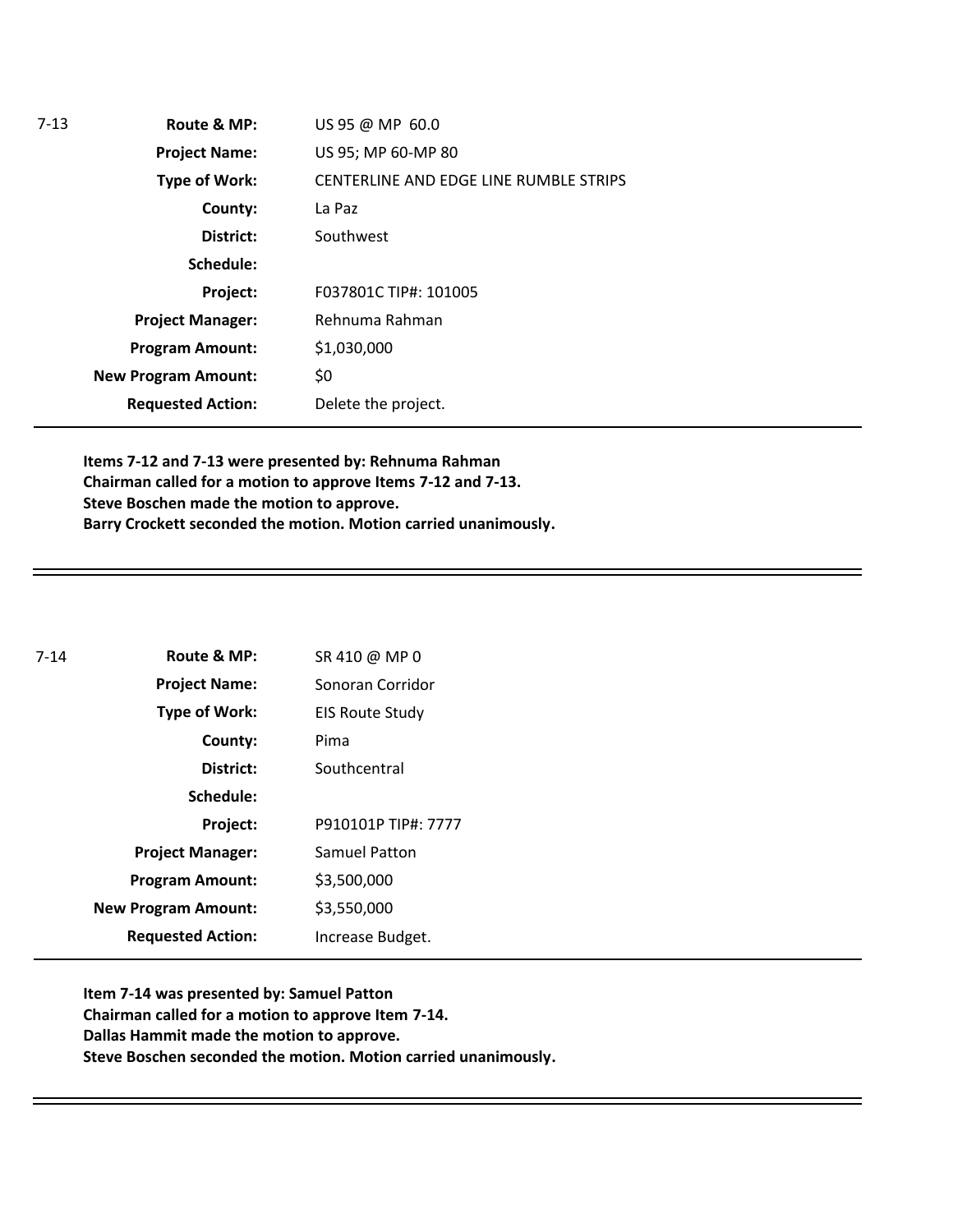| 7-13 | | |
|---|---|---|
| | **Route & MP:** | US 95 @ MP 60.0 |
| | **Project Name:** | US 95; MP 60-MP 80 |
| | **Type of Work:** | CENTERLINE AND EDGE LINE RUMBLE STRIPS |
| | **County:** | La Paz |
| | **District:** | Southwest |
| | **Schedule:** | |
| | **Project:** | F037801C TIP#: 101005 |
| | **Project Manager:** | Rehnuma Rahman |
| | **Program Amount:** | $1,030,000 |
| | **New Program Amount:** | $0 |
| | **Requested Action:** | Delete the project. |

**Items 7-12 and 7-13 were presented by: Rehnuma Rahman**
**Chairman called for a motion to approve Items 7-12 and 7-13.**
**Steve Boschen made the motion to approve.**
**Barry Crockett seconded the motion. Motion carried unanimously.**

---

| 7-14 | | |
|---|---|---|
| | **Route & MP:** | SR 410 @ MP 0 |
| | **Project Name:** | Sonoran Corridor |
| | **Type of Work:** | EIS Route Study |
| | **County:** | Pima |
| | **District:** | Southcentral |
| | **Schedule:** | |
| | **Project:** | P910101P TIP#: 7777 |
| | **Project Manager:** | Samuel Patton |
| | **Program Amount:** | $3,500,000 |
| | **New Program Amount:** | $3,550,000 |
| | **Requested Action:** | Increase Budget. |

**Item 7-14 was presented by: Samuel Patton**
**Chairman called for a motion to approve Item 7-14.**
**Dallas Hammit made the motion to approve.**
**Steve Boschen seconded the motion. Motion carried unanimously.**

---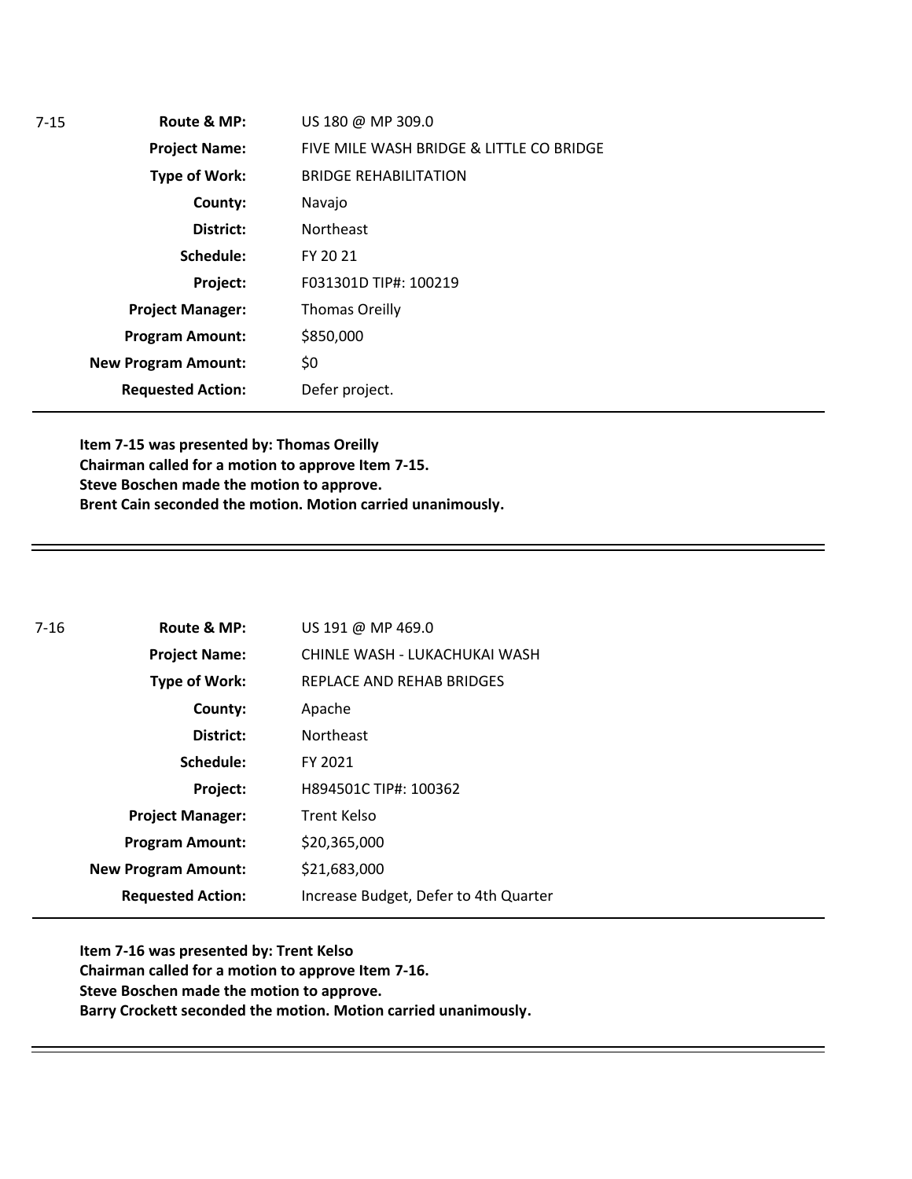| 7-15 | | |
|---|---|---|
| | **Route & MP:** | US 180 @ MP 309.0 |
| | **Project Name:** | FIVE MILE WASH BRIDGE & LITTLE CO BRIDGE |
| | **Type of Work:** | BRIDGE REHABILITATION |
| | **County:** | Navajo |
| | **District:** | Northeast |
| | **Schedule:** | FY 20 21 |
| | **Project:** | F031301D TIP#: 100219 |
| | **Project Manager:** | Thomas Oreilly |
| | **Program Amount:** | \$850,000 |
| | **New Program Amount:** | \$0 |
| | **Requested Action:** | Defer project. |

**Item 7-15 was presented by: Thomas Oreilly**
**Chairman called for a motion to approve Item 7-15.**
**Steve Boschen made the motion to approve.**
**Brent Cain seconded the motion. Motion carried unanimously.**

---

| 7-16 | | |
|---|---|---|
| | **Route & MP:** | US 191 @ MP 469.0 |
| | **Project Name:** | CHINLE WASH - LUKACHUKAI WASH |
| | **Type of Work:** | REPLACE AND REHAB BRIDGES |
| | **County:** | Apache |
| | **District:** | Northeast |
| | **Schedule:** | FY 2021 |
| | **Project:** | H894501C TIP#: 100362 |
| | **Project Manager:** | Trent Kelso |
| | **Program Amount:** | \$20,365,000 |
| | **New Program Amount:** | \$21,683,000 |
| | **Requested Action:** | Increase Budget, Defer to 4th Quarter |

**Item 7-16 was presented by: Trent Kelso**
**Chairman called for a motion to approve Item 7-16.**
**Steve Boschen made the motion to approve.**
**Barry Crockett seconded the motion. Motion carried unanimously.**

---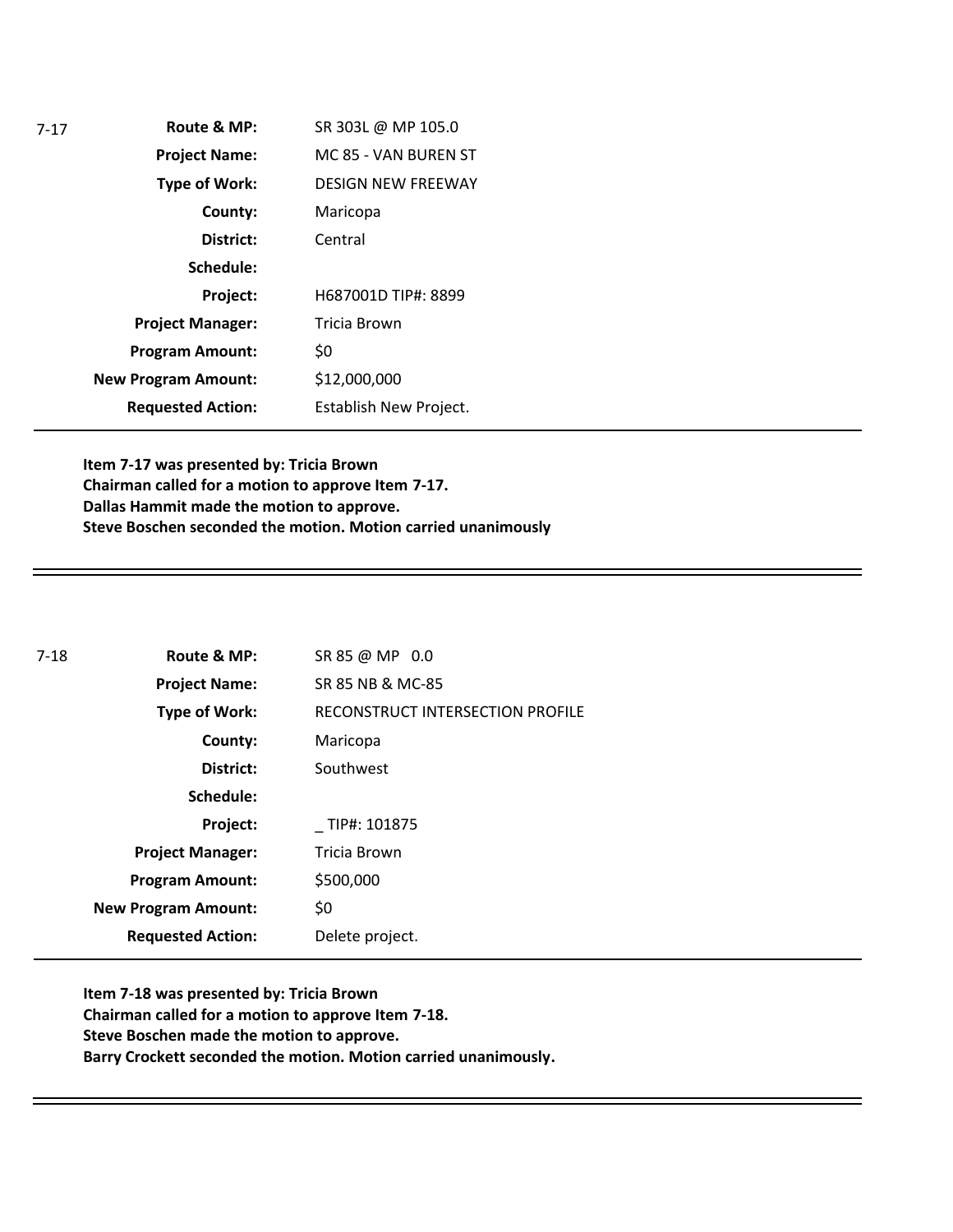7-17

| | |
|---|---|
| **Route & MP:** | SR 303L @ MP 105.0 |
| **Project Name:** | MC 85 - VAN BUREN ST |
| **Type of Work:** | DESIGN NEW FREEWAY |
| **County:** | Maricopa |
| **District:** | Central |
| **Schedule:** | |
| **Project:** | H687001D TIP#: 8899 |
| **Project Manager:** | Tricia Brown |
| **Program Amount:** | $0 |
| **New Program Amount:** | $12,000,000 |
| **Requested Action:** | Establish New Project. |

**Item 7-17 was presented by: Tricia Brown**
**Chairman called for a motion to approve Item 7-17.**
**Dallas Hammit made the motion to approve.**
**Steve Boschen seconded the motion. Motion carried unanimously**

---

7-18

| | |
|---|---|
| **Route & MP:** | SR 85 @ MP 0.0 |
| **Project Name:** | SR 85 NB & MC-85 |
| **Type of Work:** | RECONSTRUCT INTERSECTION PROFILE |
| **County:** | Maricopa |
| **District:** | Southwest |
| **Schedule:** | |
| **Project:** | _ TIP#: 101875 |
| **Project Manager:** | Tricia Brown |
| **Program Amount:** | $500,000 |
| **New Program Amount:** | $0 |
| **Requested Action:** | Delete project. |

**Item 7-18 was presented by: Tricia Brown**
**Chairman called for a motion to approve Item 7-18.**
**Steve Boschen made the motion to approve.**
**Barry Crockett seconded the motion. Motion carried unanimously.**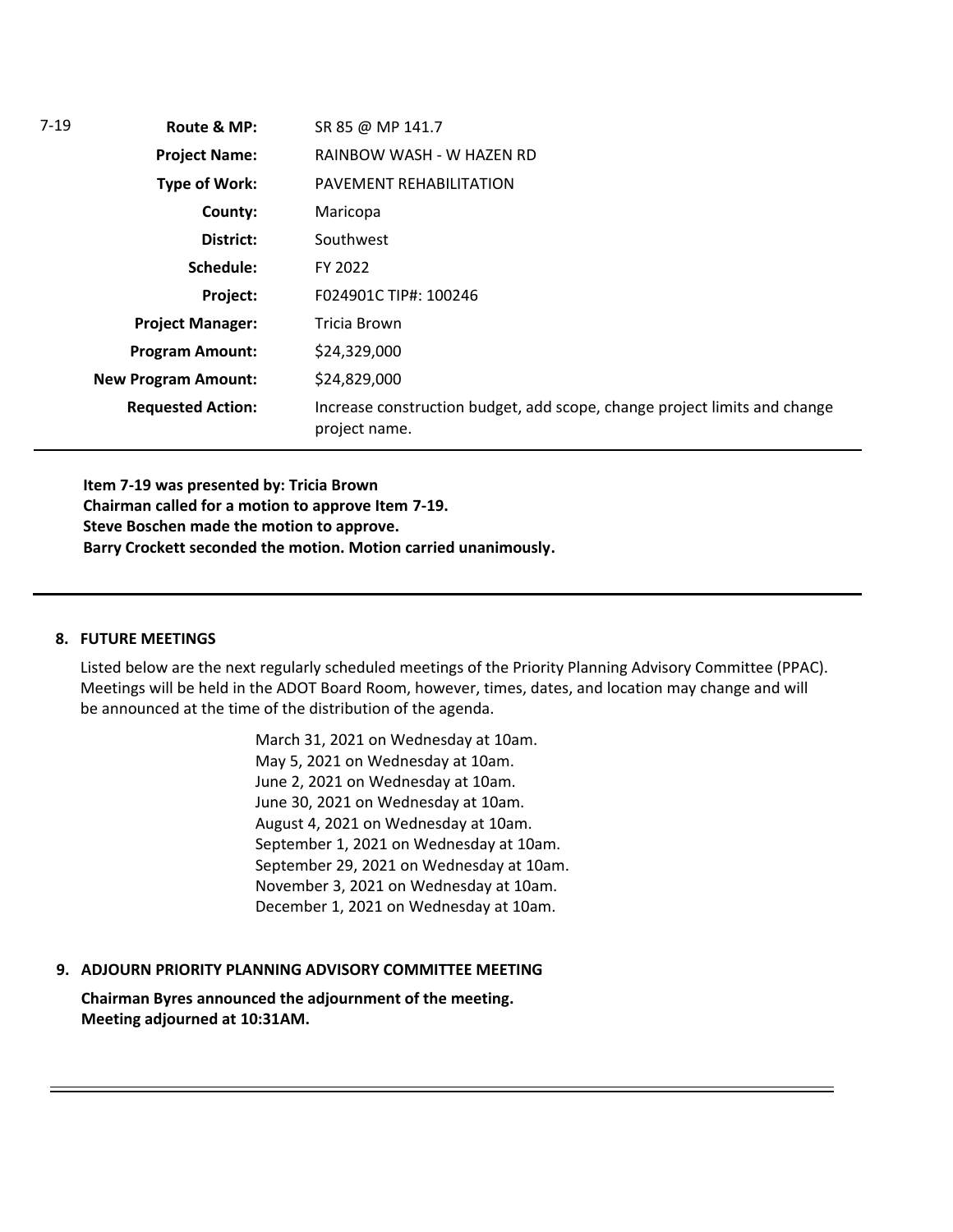| | | |
|---|---|---|
| 7-19 | **Route & MP:** | SR 85 @ MP 141.7 |
| | **Project Name:** | RAINBOW WASH - W HAZEN RD |
| | **Type of Work:** | PAVEMENT REHABILITATION |
| | **County:** | Maricopa |
| | **District:** | Southwest |
| | **Schedule:** | FY 2022 |
| | **Project:** | F024901C TIP#: 100246 |
| | **Project Manager:** | Tricia Brown |
| | **Program Amount:** | $24,329,000 |
| | **New Program Amount:** | $24,829,000 |
| | **Requested Action:** | Increase construction budget, add scope, change project limits and change project name. |

**Item 7-19 was presented by: Tricia Brown**
**Chairman called for a motion to approve Item 7-19.**
**Steve Boschen made the motion to approve.**
**Barry Crockett seconded the motion. Motion carried unanimously.**

## 8. FUTURE MEETINGS

Listed below are the next regularly scheduled meetings of the Priority Planning Advisory Committee (PPAC). Meetings will be held in the ADOT Board Room, however, times, dates, and location may change and will be announced at the time of the distribution of the agenda.

March 31, 2021 on Wednesday at 10am.
May 5, 2021 on Wednesday at 10am.
June 2, 2021 on Wednesday at 10am.
June 30, 2021 on Wednesday at 10am.
August 4, 2021 on Wednesday at 10am.
September 1, 2021 on Wednesday at 10am.
September 29, 2021 on Wednesday at 10am.
November 3, 2021 on Wednesday at 10am.
December 1, 2021 on Wednesday at 10am.

## 9. ADJOURN PRIORITY PLANNING ADVISORY COMMITTEE MEETING

**Chairman Byres announced the adjournment of the meeting.**
**Meeting adjourned at 10:31AM.**